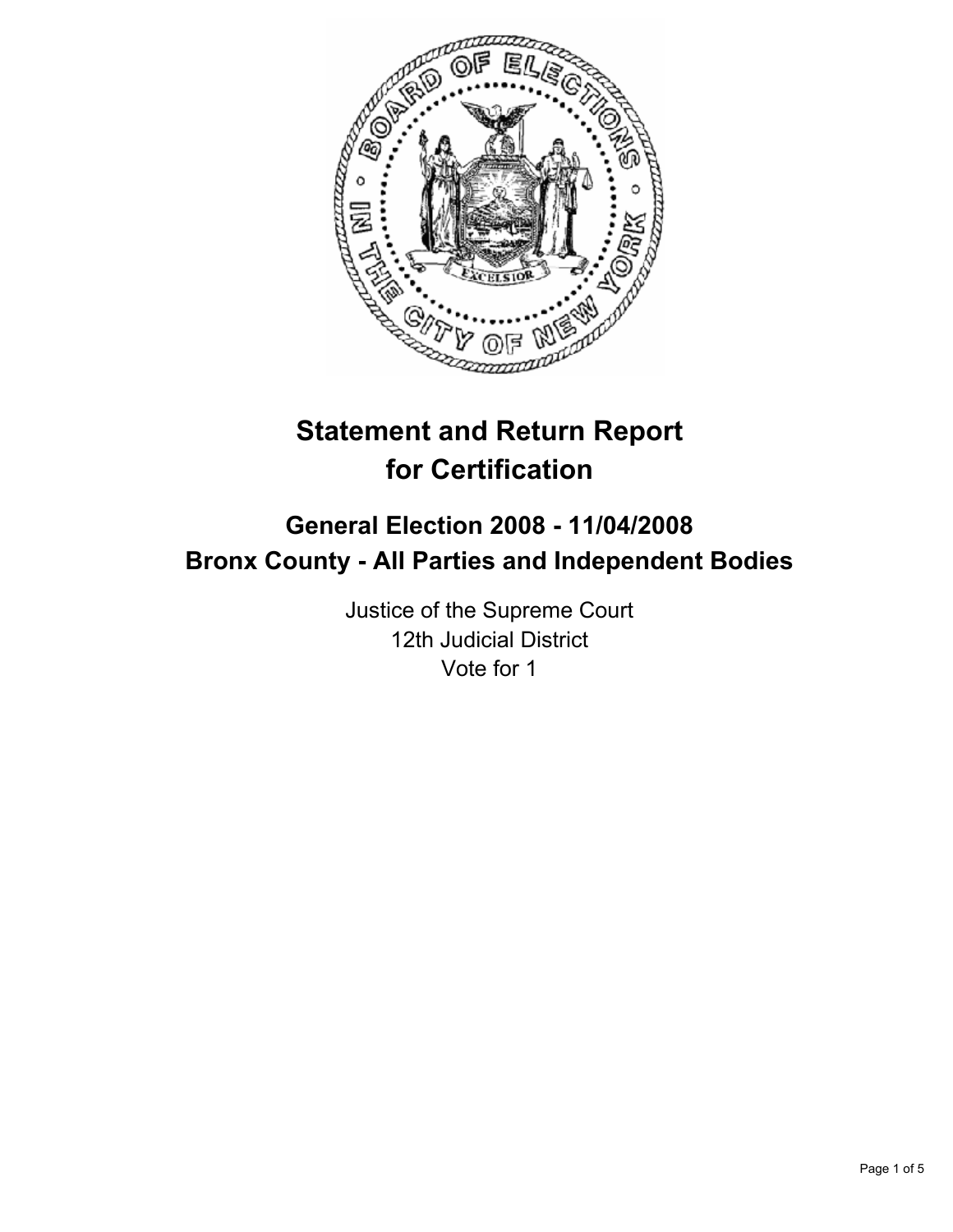# Statement and Return Report for Certification

## General Election 2008 - 11/04/2008
## Bronx County - All Parties and Independent Bodies

Justice of the Supreme Court
12th Judicial District
Vote for 1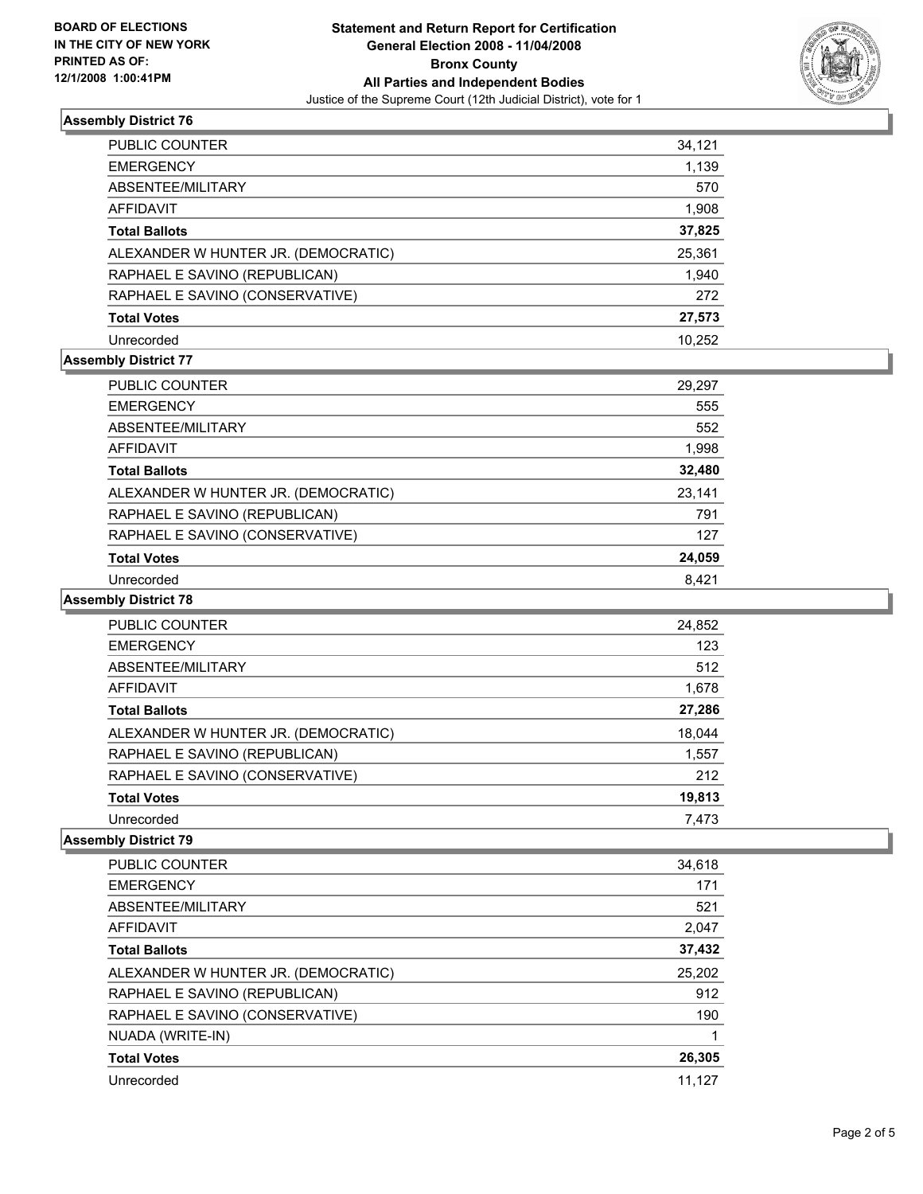BOARD OF ELECTIONS
IN THE CITY OF NEW YORK
PRINTED AS OF:
12/1/2008 1:00:41PM

**Statement and Return Report for Certification**
**General Election 2008 - 11/04/2008**
**Bronx County**
**All Parties and Independent Bodies**
Justice of the Supreme Court (12th Judicial District), vote for 1

### Assembly District 76

| | |
|---|---|
| PUBLIC COUNTER | 34,121 |
| EMERGENCY | 1,139 |
| ABSENTEE/MILITARY | 570 |
| AFFIDAVIT | 1,908 |
| **Total Ballots** | **37,825** |
| ALEXANDER W HUNTER JR. (DEMOCRATIC) | 25,361 |
| RAPHAEL E SAVINO (REPUBLICAN) | 1,940 |
| RAPHAEL E SAVINO (CONSERVATIVE) | 272 |
| **Total Votes** | **27,573** |
| Unrecorded | 10,252 |

### Assembly District 77

| | |
|---|---|
| PUBLIC COUNTER | 29,297 |
| EMERGENCY | 555 |
| ABSENTEE/MILITARY | 552 |
| AFFIDAVIT | 1,998 |
| **Total Ballots** | **32,480** |
| ALEXANDER W HUNTER JR. (DEMOCRATIC) | 23,141 |
| RAPHAEL E SAVINO (REPUBLICAN) | 791 |
| RAPHAEL E SAVINO (CONSERVATIVE) | 127 |
| **Total Votes** | **24,059** |
| Unrecorded | 8,421 |

### Assembly District 78

| | |
|---|---|
| PUBLIC COUNTER | 24,852 |
| EMERGENCY | 123 |
| ABSENTEE/MILITARY | 512 |
| AFFIDAVIT | 1,678 |
| **Total Ballots** | **27,286** |
| ALEXANDER W HUNTER JR. (DEMOCRATIC) | 18,044 |
| RAPHAEL E SAVINO (REPUBLICAN) | 1,557 |
| RAPHAEL E SAVINO (CONSERVATIVE) | 212 |
| **Total Votes** | **19,813** |
| Unrecorded | 7,473 |

### Assembly District 79

| | |
|---|---|
| PUBLIC COUNTER | 34,618 |
| EMERGENCY | 171 |
| ABSENTEE/MILITARY | 521 |
| AFFIDAVIT | 2,047 |
| **Total Ballots** | **37,432** |
| ALEXANDER W HUNTER JR. (DEMOCRATIC) | 25,202 |
| RAPHAEL E SAVINO (REPUBLICAN) | 912 |
| RAPHAEL E SAVINO (CONSERVATIVE) | 190 |
| NUADA (WRITE-IN) | 1 |
| **Total Votes** | **26,305** |
| Unrecorded | 11,127 |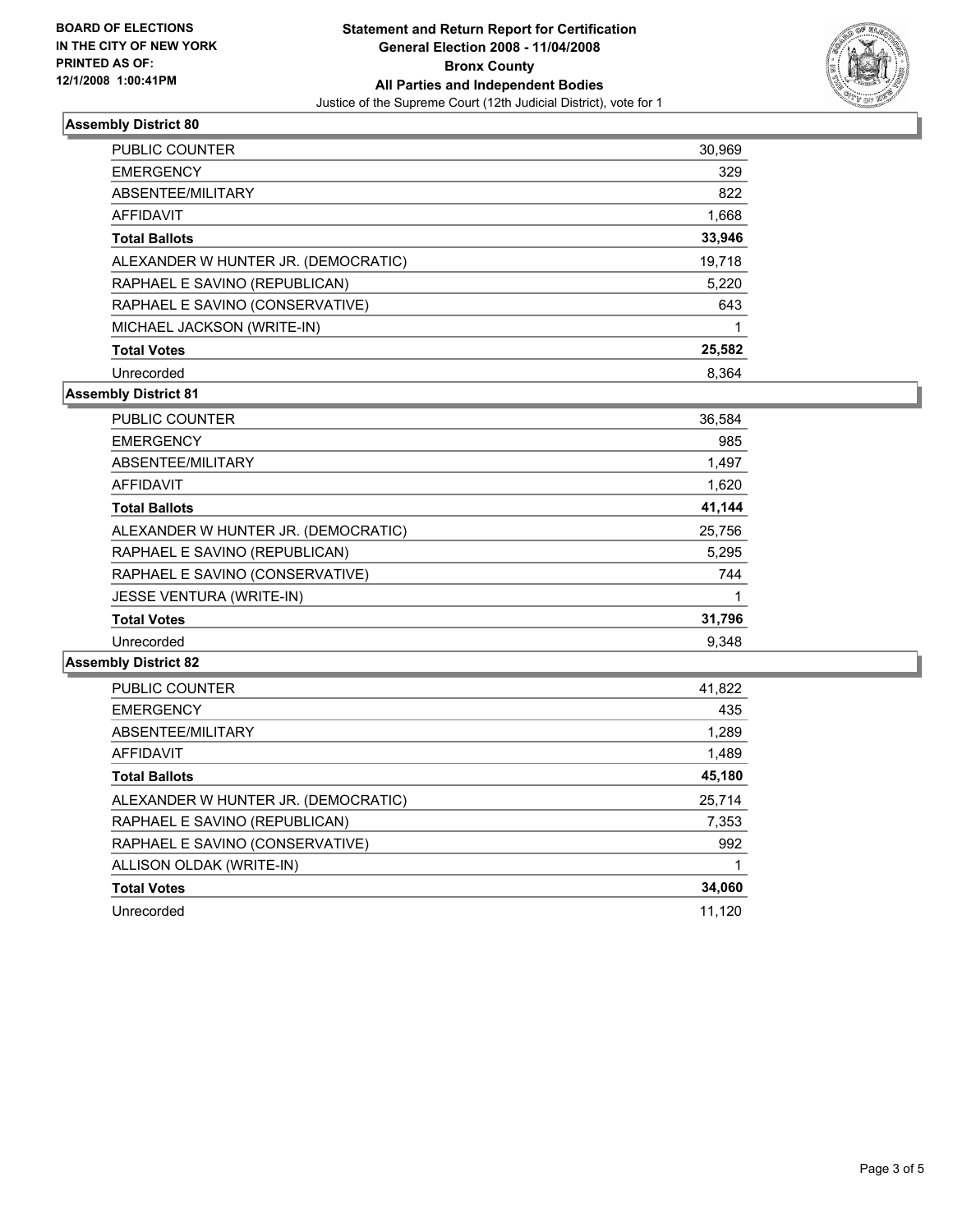**BOARD OF ELECTIONS IN THE CITY OF NEW YORK PRINTED AS OF: 12/1/2008 1:00:41PM**

# Statement and Return Report for Certification
## General Election 2008 - 11/04/2008
## Bronx County
## All Parties and Independent Bodies
Justice of the Supreme Court (12th Judicial District), vote for 1

### Assembly District 80

| | |
|---|---|
| PUBLIC COUNTER | 30,969 |
| EMERGENCY | 329 |
| ABSENTEE/MILITARY | 822 |
| AFFIDAVIT | 1,668 |
| **Total Ballots** | **33,946** |
| ALEXANDER W HUNTER JR. (DEMOCRATIC) | 19,718 |
| RAPHAEL E SAVINO (REPUBLICAN) | 5,220 |
| RAPHAEL E SAVINO (CONSERVATIVE) | 643 |
| MICHAEL JACKSON (WRITE-IN) | 1 |
| **Total Votes** | **25,582** |
| Unrecorded | 8,364 |

### Assembly District 81

| | |
|---|---|
| PUBLIC COUNTER | 36,584 |
| EMERGENCY | 985 |
| ABSENTEE/MILITARY | 1,497 |
| AFFIDAVIT | 1,620 |
| **Total Ballots** | **41,144** |
| ALEXANDER W HUNTER JR. (DEMOCRATIC) | 25,756 |
| RAPHAEL E SAVINO (REPUBLICAN) | 5,295 |
| RAPHAEL E SAVINO (CONSERVATIVE) | 744 |
| JESSE VENTURA (WRITE-IN) | 1 |
| **Total Votes** | **31,796** |
| Unrecorded | 9,348 |

### Assembly District 82

| | |
|---|---|
| PUBLIC COUNTER | 41,822 |
| EMERGENCY | 435 |
| ABSENTEE/MILITARY | 1,289 |
| AFFIDAVIT | 1,489 |
| **Total Ballots** | **45,180** |
| ALEXANDER W HUNTER JR. (DEMOCRATIC) | 25,714 |
| RAPHAEL E SAVINO (REPUBLICAN) | 7,353 |
| RAPHAEL E SAVINO (CONSERVATIVE) | 992 |
| ALLISON OLDAK (WRITE-IN) | 1 |
| **Total Votes** | **34,060** |
| Unrecorded | 11,120 |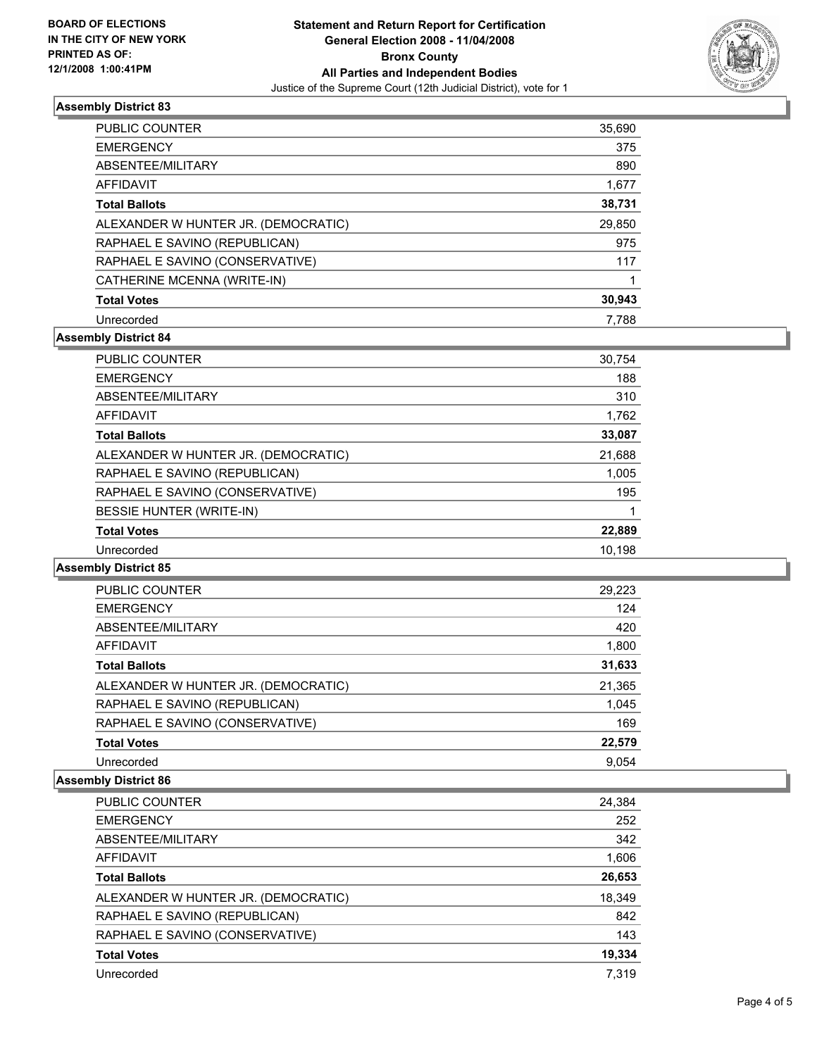**BOARD OF ELECTIONS IN THE CITY OF NEW YORK PRINTED AS OF: 12/1/2008 1:00:41PM**

# Statement and Return Report for Certification
## General Election 2008 - 11/04/2008
## Bronx County
## All Parties and Independent Bodies
Justice of the Supreme Court (12th Judicial District), vote for 1

### Assembly District 83

| | |
|---|---|
| PUBLIC COUNTER | 35,690 |
| EMERGENCY | 375 |
| ABSENTEE/MILITARY | 890 |
| AFFIDAVIT | 1,677 |
| **Total Ballots** | **38,731** |
| ALEXANDER W HUNTER JR. (DEMOCRATIC) | 29,850 |
| RAPHAEL E SAVINO (REPUBLICAN) | 975 |
| RAPHAEL E SAVINO (CONSERVATIVE) | 117 |
| CATHERINE MCENNA (WRITE-IN) | 1 |
| **Total Votes** | **30,943** |
| Unrecorded | 7,788 |

### Assembly District 84

| | |
|---|---|
| PUBLIC COUNTER | 30,754 |
| EMERGENCY | 188 |
| ABSENTEE/MILITARY | 310 |
| AFFIDAVIT | 1,762 |
| **Total Ballots** | **33,087** |
| ALEXANDER W HUNTER JR. (DEMOCRATIC) | 21,688 |
| RAPHAEL E SAVINO (REPUBLICAN) | 1,005 |
| RAPHAEL E SAVINO (CONSERVATIVE) | 195 |
| BESSIE HUNTER (WRITE-IN) | 1 |
| **Total Votes** | **22,889** |
| Unrecorded | 10,198 |

### Assembly District 85

| | |
|---|---|
| PUBLIC COUNTER | 29,223 |
| EMERGENCY | 124 |
| ABSENTEE/MILITARY | 420 |
| AFFIDAVIT | 1,800 |
| **Total Ballots** | **31,633** |
| ALEXANDER W HUNTER JR. (DEMOCRATIC) | 21,365 |
| RAPHAEL E SAVINO (REPUBLICAN) | 1,045 |
| RAPHAEL E SAVINO (CONSERVATIVE) | 169 |
| **Total Votes** | **22,579** |
| Unrecorded | 9,054 |

### Assembly District 86

| | |
|---|---|
| PUBLIC COUNTER | 24,384 |
| EMERGENCY | 252 |
| ABSENTEE/MILITARY | 342 |
| AFFIDAVIT | 1,606 |
| **Total Ballots** | **26,653** |
| ALEXANDER W HUNTER JR. (DEMOCRATIC) | 18,349 |
| RAPHAEL E SAVINO (REPUBLICAN) | 842 |
| RAPHAEL E SAVINO (CONSERVATIVE) | 143 |
| **Total Votes** | **19,334** |
| Unrecorded | 7,319 |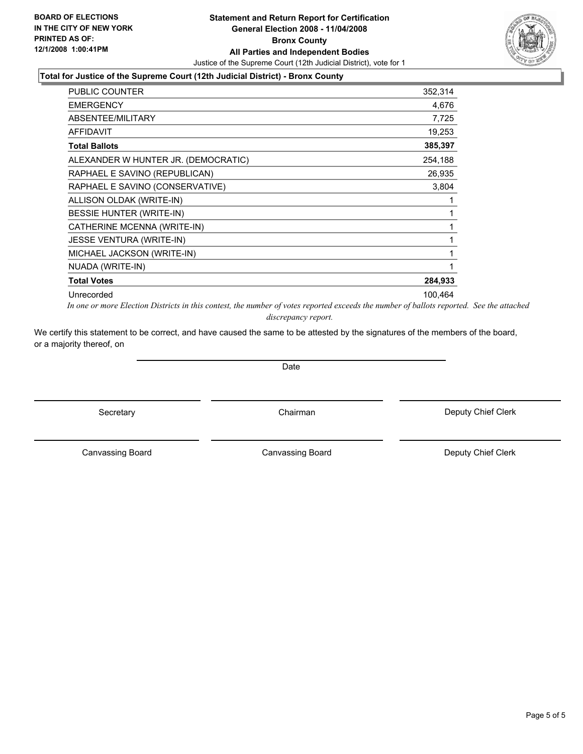**BOARD OF ELECTIONS IN THE CITY OF NEW YORK PRINTED AS OF: 12/1/2008 1:00:41PM**

**Statement and Return Report for Certification**
**General Election 2008 - 11/04/2008**
**Bronx County**
**All Parties and Independent Bodies**
Justice of the Supreme Court (12th Judicial District), vote for 1

**Total for Justice of the Supreme Court (12th Judicial District) - Bronx County**

| | |
|---|---|
| PUBLIC COUNTER | 352,314 |
| EMERGENCY | 4,676 |
| ABSENTEE/MILITARY | 7,725 |
| AFFIDAVIT | 19,253 |
| **Total Ballots** | **385,397** |
| ALEXANDER W HUNTER JR. (DEMOCRATIC) | 254,188 |
| RAPHAEL E SAVINO (REPUBLICAN) | 26,935 |
| RAPHAEL E SAVINO (CONSERVATIVE) | 3,804 |
| ALLISON OLDAK (WRITE-IN) | 1 |
| BESSIE HUNTER (WRITE-IN) | 1 |
| CATHERINE MCENNA (WRITE-IN) | 1 |
| JESSE VENTURA (WRITE-IN) | 1 |
| MICHAEL JACKSON (WRITE-IN) | 1 |
| NUADA (WRITE-IN) | 1 |
| **Total Votes** | **284,933** |
| Unrecorded | 100,464 |

*In one or more Election Districts in this contest, the number of votes reported exceeds the number of ballots reported. See the attached discrepancy report.*

We certify this statement to be correct, and have caused the same to be attested by the signatures of the members of the board, or a majority thereof, on

Date

Secretary | Chairman | Deputy Chief Clerk

Canvassing Board | Canvassing Board | Deputy Chief Clerk